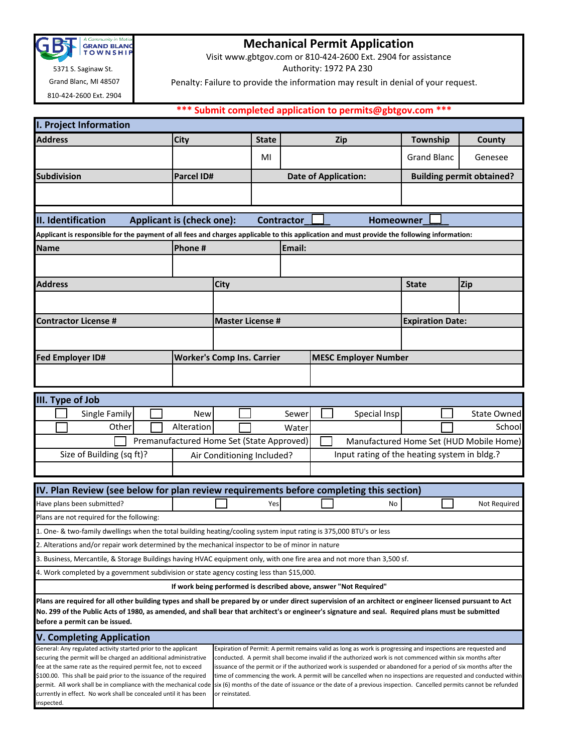GRAND BLANC TOWNSHIP — A Community in Motion

5371 S. Saginaw St.

Grand Blanc, MI 48507

810-424-2600 Ext. 2904

# Mechanical Permit Application

Visit www.gbtgov.com or 810-424-2600 Ext. 2904 for assistance

Authority: 1972 PA 230

Penalty: Failure to provide the information may result in denial of your request.

**\*\*\* Submit completed application to permits@gbtgov.com \*\*\***

## I. Project Information

| Address | City | State | Zip | Township | County |
|---|---|---|---|---|---|
| | | MI | | Grand Blanc | Genesee |

| Subdivision | Parcel ID# | Date of Application: | Building permit obtained? |
|---|---|---|---|
| | | | |

## II. Identification

Applicant is (check one): Contractor ☐ Homeowner ☐

**Applicant is responsible for the payment of all fees and charges applicable to this application and must provide the following information:**

| Name | Phone # | Email: |
|---|---|---|
| | | |

| Address | City | State | Zip |
|---|---|---|---|
| | | | |

| Contractor License # | Master License # | Expiration Date: |
|---|---|---|
| | | |

| Fed Employer ID# | Worker's Comp Ins. Carrier | MESC Employer Number |
|---|---|---|
| | | |

## III. Type of Job

| | | | | |
|---|---|---|---|---|
| ☐ Single Family | ☐ New | ☐ Sewer | ☐ Special Insp | ☐ State Owned |
| ☐ Other | ☐ Alteration | ☐ Water | | ☐ School |

☐ Premanufactured Home Set (State Approved) ☐ Manufactured Home Set (HUD Mobile Home)

| Size of Building (sq ft)? | Air Conditioning Included? | Input rating of the heating system in bldg.? |
|---|---|---|
| | | |

## IV. Plan Review (see below for plan review requirements before completing this section)

Have plans been submitted? ☐ Yes ☐ No ☐ Not Required

Plans are not required for the following:

1. One- & two-family dwellings when the total building heating/cooling system input rating is 375,000 BTU's or less
2. Alterations and/or repair work determined by the mechanical inspector to be of minor in nature
3. Business, Mercantile, & Storage Buildings having HVAC equipment only, with one fire area and not more than 3,500 sf.
4. Work completed by a government subdivision or state agency costing less than $15,000.

**If work being performed is described above, answer "Not Required"**

**Plans are required for all other building types and shall be prepared by or under direct supervision of an architect or engineer licensed pursuant to Act No. 299 of the Public Acts of 1980, as amended, and shall bear that architect's or engineer's signature and seal. Required plans must be submitted before a permit can be issued.**

## V. Completing Application

General: Any regulated activity started prior to the applicant securing the permit will be charged an additional administrative fee at the same rate as the required permit fee, not to exceed $100.00. This shall be paid prior to the issuance of the required permit. All work shall be in compliance with the mechanical code currently in effect. No work shall be concealed until it has been inspected.

Expiration of Permit: A permit remains valid as long as work is progressing and inspections are requested and conducted. A permit shall become invalid if the authorized work is not commenced within six months after issuance of the permit or if the authorized work is suspended or abandoned for a period of six months after the time of commencing the work. A permit will be cancelled when no inspections are requested and conducted within six (6) months of the date of issuance or the date of a previous inspection. Cancelled permits cannot be refunded or reinstated.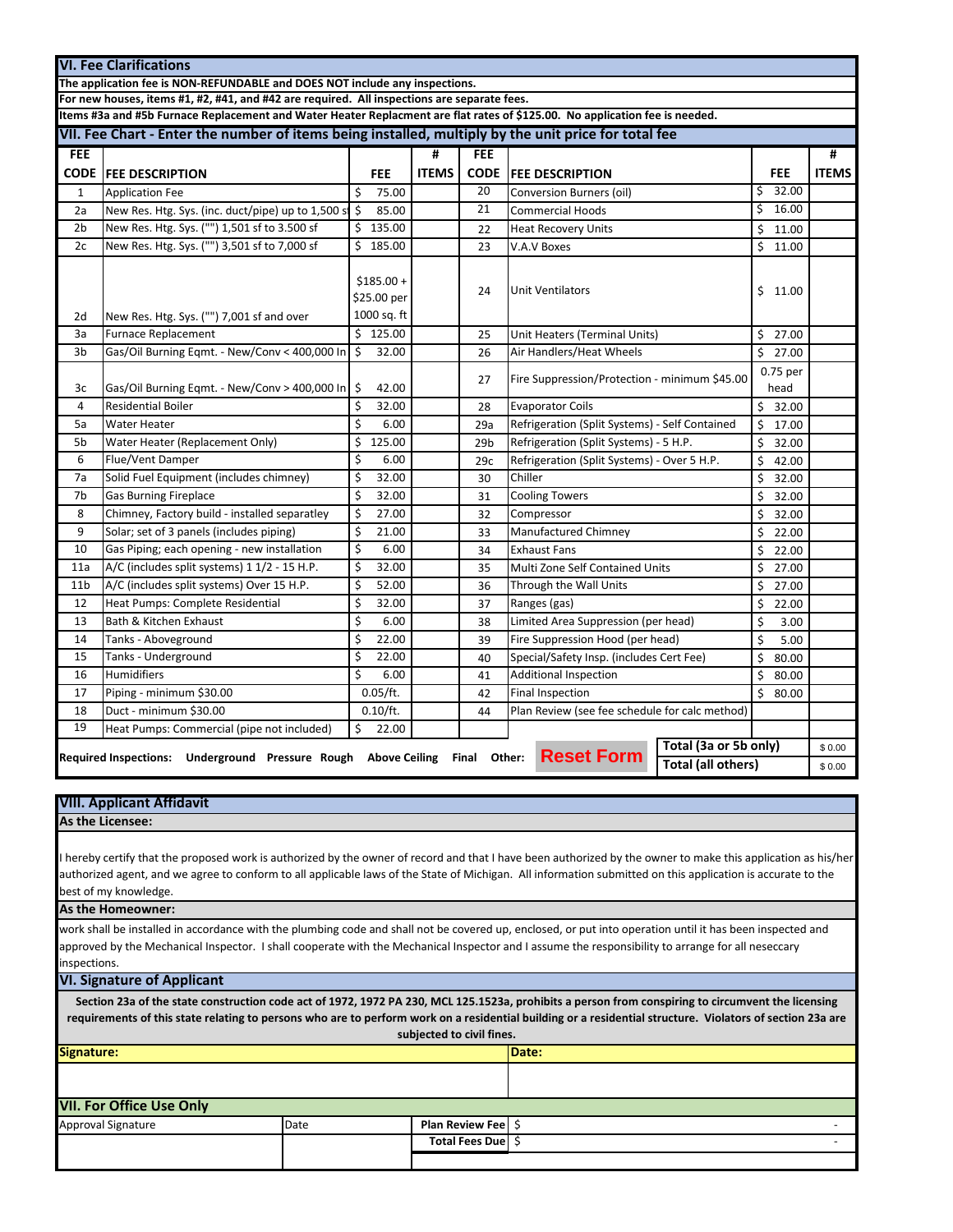## VI. Fee Clarifications

**The application fee is NON-REFUNDABLE and DOES NOT include any inspections.**

**For new houses, items #1, #2, #41, and #42 are required. All inspections are separate fees.**

**Items #3a and #5b Furnace Replacement and Water Heater Replacment are flat rates of $125.00. No application fee is needed.**

## VII. Fee Chart - Enter the number of items being installed, multiply by the unit price for total fee

| FEE CODE | FEE DESCRIPTION | FEE | # ITEMS | FEE CODE | FEE DESCRIPTION | FEE | # ITEMS |
|---|---|---|---|---|---|---|---|
| 1 | Application Fee | $ 75.00 | | 20 | Conversion Burners (oil) | $ 32.00 | |
| 2a | New Res. Htg. Sys. (inc. duct/pipe) up to 1,500 sf | $ 85.00 | | 21 | Commercial Hoods | $ 16.00 | |
| 2b | New Res. Htg. Sys. ("") 1,501 sf to 3.500 sf | $ 135.00 | | 22 | Heat Recovery Units | $ 11.00 | |
| 2c | New Res. Htg. Sys. ("") 3,501 sf to 7,000 sf | $ 185.00 | | 23 | V.A.V Boxes | $ 11.00 | |
| 2d | New Res. Htg. Sys. ("") 7,001 sf and over | $185.00 + $25.00 per 1000 sq. ft | | 24 | Unit Ventilators | $ 11.00 | |
| 3a | Furnace Replacement | $ 125.00 | | 25 | Unit Heaters (Terminal Units) | $ 27.00 | |
| 3b | Gas/Oil Burning Eqmt. - New/Conv < 400,000 In | $ 32.00 | | 26 | Air Handlers/Heat Wheels | $ 27.00 | |
| 3c | Gas/Oil Burning Eqmt. - New/Conv > 400,000 In | $ 42.00 | | 27 | Fire Suppression/Protection - minimum $45.00 | 0.75 per head | |
| 4 | Residential Boiler | $ 32.00 | | 28 | Evaporator Coils | $ 32.00 | |
| 5a | Water Heater | $ 6.00 | | 29a | Refrigeration (Split Systems) - Self Contained | $ 17.00 | |
| 5b | Water Heater (Replacement Only) | $ 125.00 | | 29b | Refrigeration (Split Systems) - 5 H.P. | $ 32.00 | |
| 6 | Flue/Vent Damper | $ 6.00 | | 29c | Refrigeration (Split Systems) - Over 5 H.P. | $ 42.00 | |
| 7a | Solid Fuel Equipment (includes chimney) | $ 32.00 | | 30 | Chiller | $ 32.00 | |
| 7b | Gas Burning Fireplace | $ 32.00 | | 31 | Cooling Towers | $ 32.00 | |
| 8 | Chimney, Factory build - installed separatley | $ 27.00 | | 32 | Compressor | $ 32.00 | |
| 9 | Solar; set of 3 panels (includes piping) | $ 21.00 | | 33 | Manufactured Chimney | $ 22.00 | |
| 10 | Gas Piping; each opening - new installation | $ 6.00 | | 34 | Exhaust Fans | $ 22.00 | |
| 11a | A/C (includes split systems) 1 1/2 - 15 H.P. | $ 32.00 | | 35 | Multi Zone Self Contained Units | $ 27.00 | |
| 11b | A/C (includes split systems) Over 15 H.P. | $ 52.00 | | 36 | Through the Wall Units | $ 27.00 | |
| 12 | Heat Pumps: Complete Residential | $ 32.00 | | 37 | Ranges (gas) | $ 22.00 | |
| 13 | Bath & Kitchen Exhaust | $ 6.00 | | 38 | Limited Area Suppression (per head) | $ 3.00 | |
| 14 | Tanks - Aboveground | $ 22.00 | | 39 | Fire Suppression Hood (per head) | $ 5.00 | |
| 15 | Tanks - Underground | $ 22.00 | | 40 | Special/Safety Insp. (includes Cert Fee) | $ 80.00 | |
| 16 | Humidifiers | $ 6.00 | | 41 | Additional Inspection | $ 80.00 | |
| 17 | Piping - minimum $30.00 | 0.05/ft. | | 42 | Final Inspection | $ 80.00 | |
| 18 | Duct - minimum $30.00 | 0.10/ft. | | 44 | Plan Review (see fee schedule for calc method) | | |
| 19 | Heat Pumps: Commercial (pipe not included) | $ 22.00 | | | | | |

**Required Inspections:** **Underground** **Pressure** **Rough** **Above Ceiling** **Final** **Other:**

Reset Form

| | |
|---|---|
| **Total (3a or 5b only)** | $ 0.00 |
| **Total (all others)** | $ 0.00 |

## VIII. Applicant Affidavit

**As the Licensee:**

I hereby certify that the proposed work is authorized by the owner of record and that I have been authorized by the owner to make this application as his/her authorized agent, and we agree to conform to all applicable laws of the State of Michigan. All information submitted on this application is accurate to the best of my knowledge.

**As the Homeowner:**

work shall be installed in accordance with the plumbing code and shall not be covered up, enclosed, or put into operation until it has been inspected and approved by the Mechanical Inspector. I shall cooperate with the Mechanical Inspector and I assume the responsibility to arrange for all neseccary inspections.

## VI. Signature of Applicant

**Section 23a of the state construction code act of 1972, 1972 PA 230, MCL 125.1523a, prohibits a person from conspiring to circumvent the licensing requirements of this state relating to persons who are to perform work on a residential building or a residential structure. Violators of section 23a are subjected to civil fines.**

| **Signature:** | **Date:** |
|---|---|
| | |

## VII. For Office Use Only

| Approval Signature | Date | | |
|---|---|---|---|
| | | **Plan Review Fee** | $ - |
| | | **Total Fees Due** | $ - |